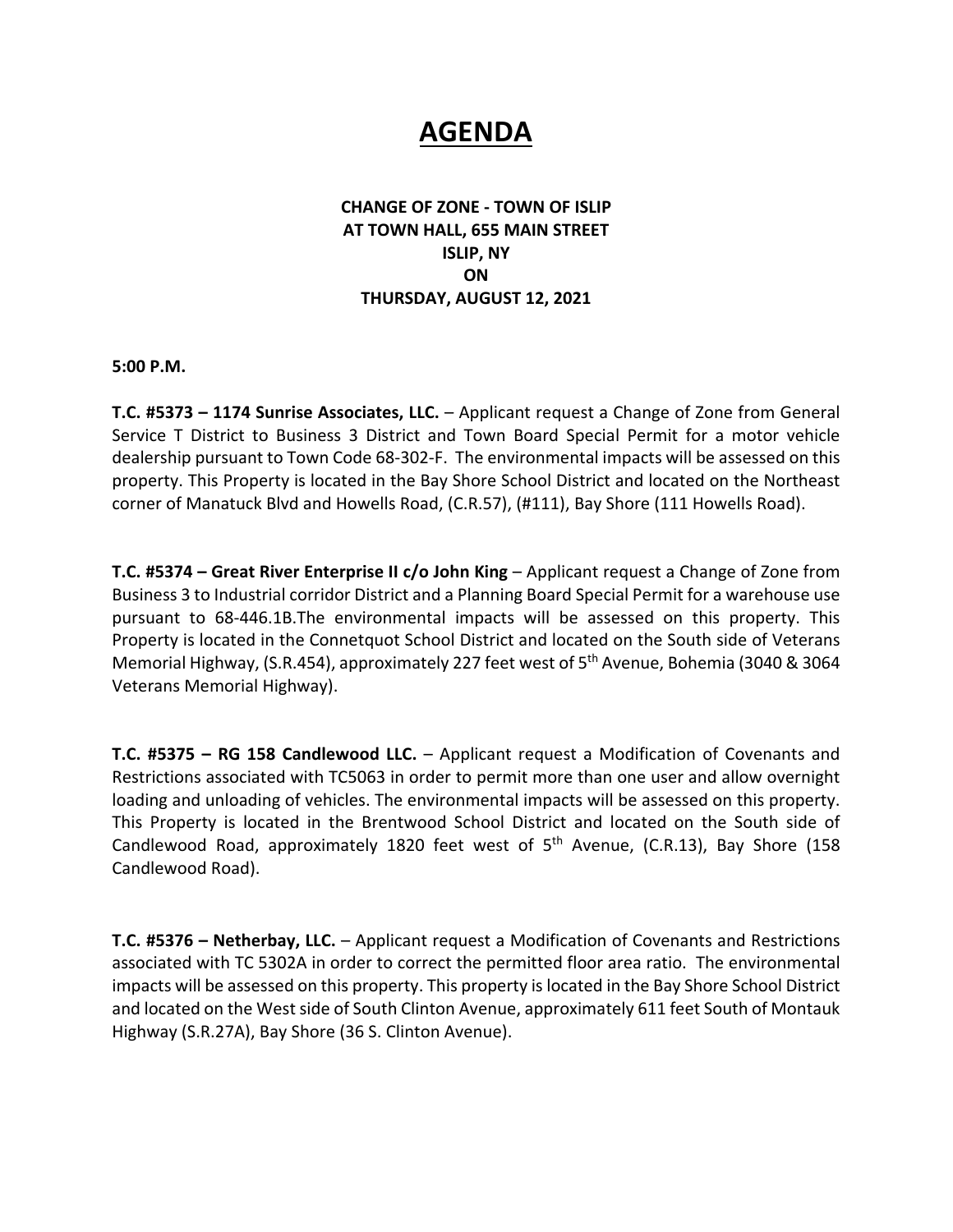# AGENDA

**CHANGE OF ZONE - TOWN OF ISLIP**
**AT TOWN HALL, 655 MAIN STREET**
**ISLIP, NY**
**ON**
**THURSDAY, AUGUST 12, 2021**

**5:00 P.M.**

**T.C. #5373 – 1174 Sunrise Associates, LLC.** – Applicant request a Change of Zone from General Service T District to Business 3 District and Town Board Special Permit for a motor vehicle dealership pursuant to Town Code 68-302-F. The environmental impacts will be assessed on this property. This Property is located in the Bay Shore School District and located on the Northeast corner of Manatuck Blvd and Howells Road, (C.R.57), (#111), Bay Shore (111 Howells Road).

**T.C. #5374 – Great River Enterprise II c/o John King** – Applicant request a Change of Zone from Business 3 to Industrial corridor District and a Planning Board Special Permit for a warehouse use pursuant to 68-446.1B.The environmental impacts will be assessed on this property. This Property is located in the Connetquot School District and located on the South side of Veterans Memorial Highway, (S.R.454), approximately 227 feet west of 5th Avenue, Bohemia (3040 & 3064 Veterans Memorial Highway).

**T.C. #5375 – RG 158 Candlewood LLC.** – Applicant request a Modification of Covenants and Restrictions associated with TC5063 in order to permit more than one user and allow overnight loading and unloading of vehicles. The environmental impacts will be assessed on this property. This Property is located in the Brentwood School District and located on the South side of Candlewood Road, approximately 1820 feet west of 5th Avenue, (C.R.13), Bay Shore (158 Candlewood Road).

**T.C. #5376 – Netherbay, LLC.** – Applicant request a Modification of Covenants and Restrictions associated with TC 5302A in order to correct the permitted floor area ratio. The environmental impacts will be assessed on this property. This property is located in the Bay Shore School District and located on the West side of South Clinton Avenue, approximately 611 feet South of Montauk Highway (S.R.27A), Bay Shore (36 S. Clinton Avenue).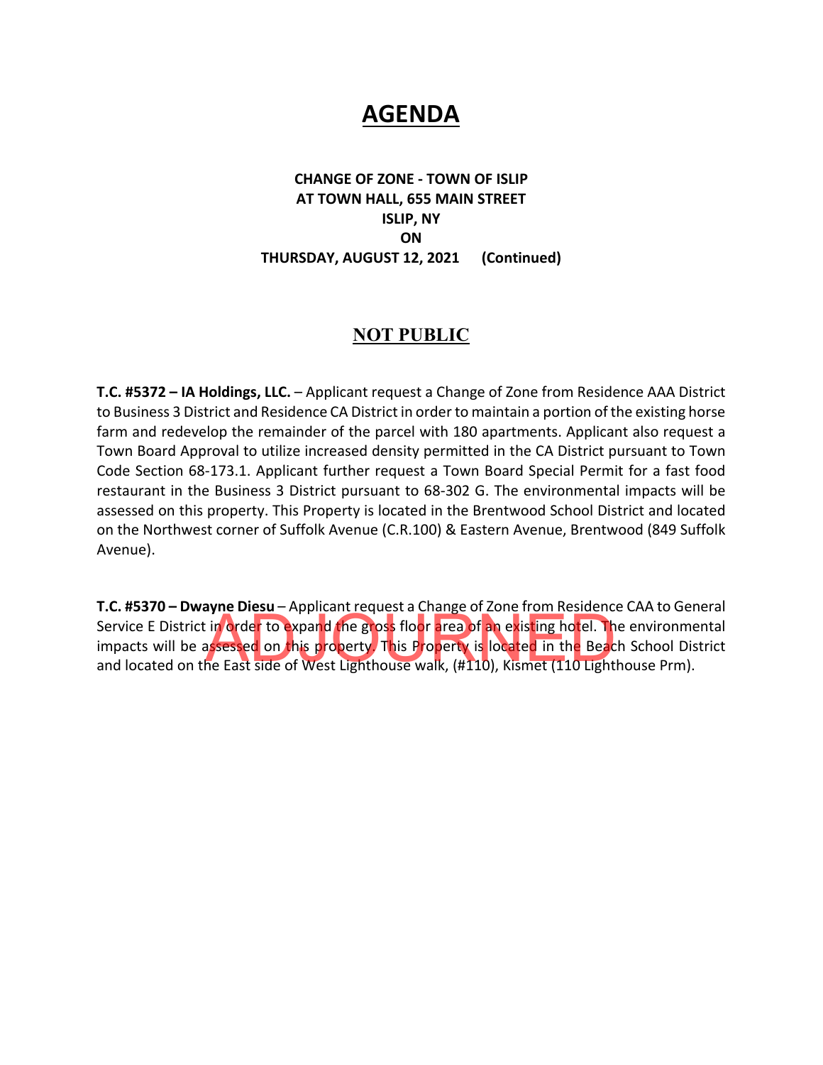# AGENDA

**CHANGE OF ZONE - TOWN OF ISLIP**
**AT TOWN HALL, 655 MAIN STREET**
**ISLIP, NY**
**ON**
**THURSDAY, AUGUST 12, 2021 (Continued)**

## NOT PUBLIC

**T.C. #5372 – IA Holdings, LLC.** – Applicant request a Change of Zone from Residence AAA District to Business 3 District and Residence CA District in order to maintain a portion of the existing horse farm and redevelop the remainder of the parcel with 180 apartments. Applicant also request a Town Board Approval to utilize increased density permitted in the CA District pursuant to Town Code Section 68-173.1. Applicant further request a Town Board Special Permit for a fast food restaurant in the Business 3 District pursuant to 68-302 G. The environmental impacts will be assessed on this property. This Property is located in the Brentwood School District and located on the Northwest corner of Suffolk Avenue (C.R.100) & Eastern Avenue, Brentwood (849 Suffolk Avenue).

**T.C. #5370 – Dwayne Diesu** – Applicant request a Change of Zone from Residence CAA to General Service E District in order to expand the gross floor area of an existing hotel. The environmental impacts will be assessed on this property. This Property is located in the Beach School District and located on the East side of West Lighthouse walk, (#110), Kismet (110 Lighthouse Prm).

ADJOURNED